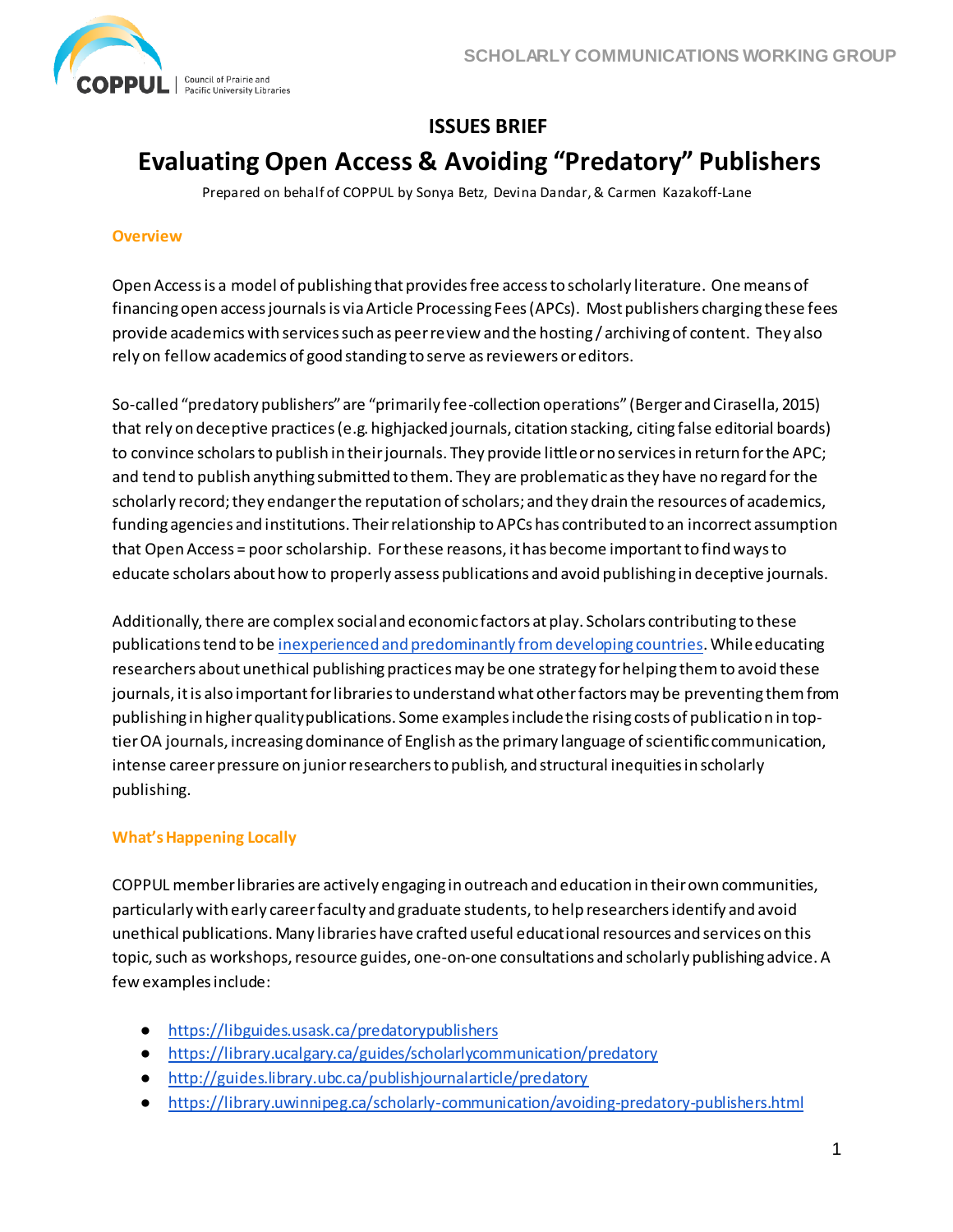**ISSUES BRIEF**

# Evaluating Open Access & Avoiding "Predatory" Publishers

Prepared on behalf of COPPUL by Sonya Betz, Devina Dandar, & Carmen Kazakoff-Lane

## Overview

Open Access is a model of publishing that provides free access to scholarly literature. One means of financing open access journals is via Article Processing Fees (APCs). Most publishers charging these fees provide academics with services such as peer review and the hosting / archiving of content. They also rely on fellow academics of good standing to serve as reviewers or editors.

So-called "predatory publishers" are "primarily fee-collection operations" (Berger and Cirasella, 2015) that rely on deceptive practices (e.g. highjacked journals, citation stacking, citing false editorial boards) to convince scholars to publish in their journals. They provide little or no services in return for the APC; and tend to publish anything submitted to them. They are problematic as they have no regard for the scholarly record; they endanger the reputation of scholars; and they drain the resources of academics, funding agencies and institutions. Their relationship to APCs has contributed to an incorrect assumption that Open Access = poor scholarship. For these reasons, it has become important to find ways to educate scholars about how to properly assess publications and avoid publishing in deceptive journals.

Additionally, there are complex social and economic factors at play. Scholars contributing to these publications tend to be inexperienced and predominantly from developing countries. While educating researchers about unethical publishing practices may be one strategy for helping them to avoid these journals, it is also important for libraries to understand what other factors may be preventing them from publishing in higher quality publications. Some examples include the rising costs of publication in top-tier OA journals, increasing dominance of English as the primary language of scientific communication, intense career pressure on junior researchers to publish, and structural inequities in scholarly publishing.

## What's Happening Locally

COPPUL member libraries are actively engaging in outreach and education in their own communities, particularly with early career faculty and graduate students, to help researchers identify and avoid unethical publications. Many libraries have crafted useful educational resources and services on this topic, such as workshops, resource guides, one-on-one consultations and scholarly publishing advice. A few examples include:

- https://libguides.usask.ca/predatorypublishers
- https://library.ucalgary.ca/guides/scholarlycommunication/predatory
- http://guides.library.ubc.ca/publishjournalarticle/predatory
- https://library.uwinnipeg.ca/scholarly-communication/avoiding-predatory-publishers.html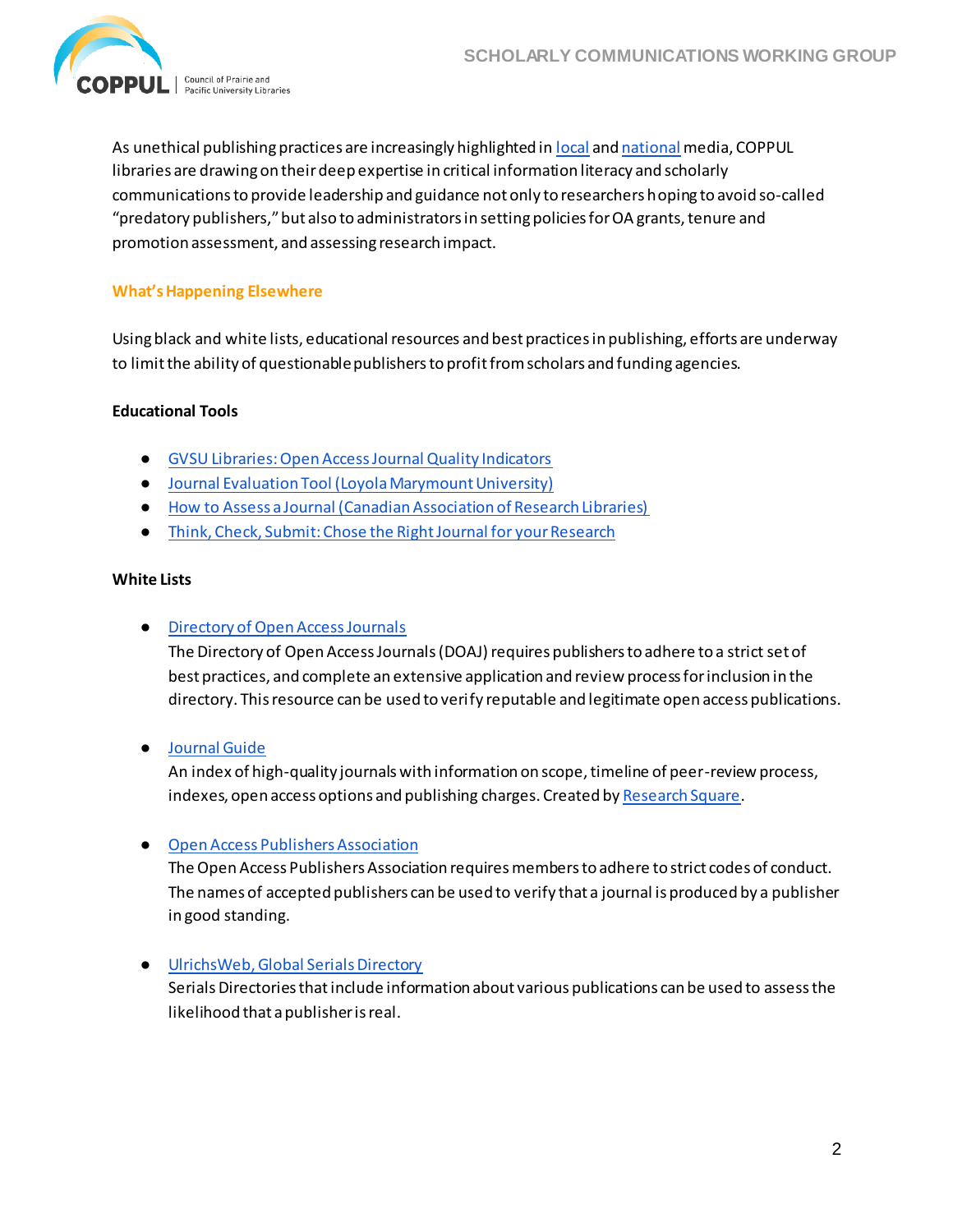As unethical publishing practices are increasingly highlighted in local and national media, COPPUL libraries are drawing on their deep expertise in critical information literacy and scholarly communications to provide leadership and guidance not only to researchers hoping to avoid so-called "predatory publishers," but also to administrators in setting policies for OA grants, tenure and promotion assessment, and assessing research impact.

## What's Happening Elsewhere

Using black and white lists, educational resources and best practices in publishing, efforts are underway to limit the ability of questionable publishers to profit from scholars and funding agencies.

**Educational Tools**

- GVSU Libraries: Open Access Journal Quality Indicators
- Journal Evaluation Tool (Loyola Marymount University)
- How to Assess a Journal (Canadian Association of Research Libraries)
- Think, Check, Submit: Chose the Right Journal for your Research

**White Lists**

- Directory of Open Access Journals
  The Directory of Open Access Journals (DOAJ) requires publishers to adhere to a strict set of best practices, and complete an extensive application and review process for inclusion in the directory. This resource can be used to verify reputable and legitimate open access publications.

- Journal Guide
  An index of high-quality journals with information on scope, timeline of peer-review process, indexes, open access options and publishing charges. Created by Research Square.

- Open Access Publishers Association
  The Open Access Publishers Association requires members to adhere to strict codes of conduct. The names of accepted publishers can be used to verify that a journal is produced by a publisher in good standing.

- UlrichsWeb, Global Serials Directory
  Serials Directories that include information about various publications can be used to assess the likelihood that a publisher is real.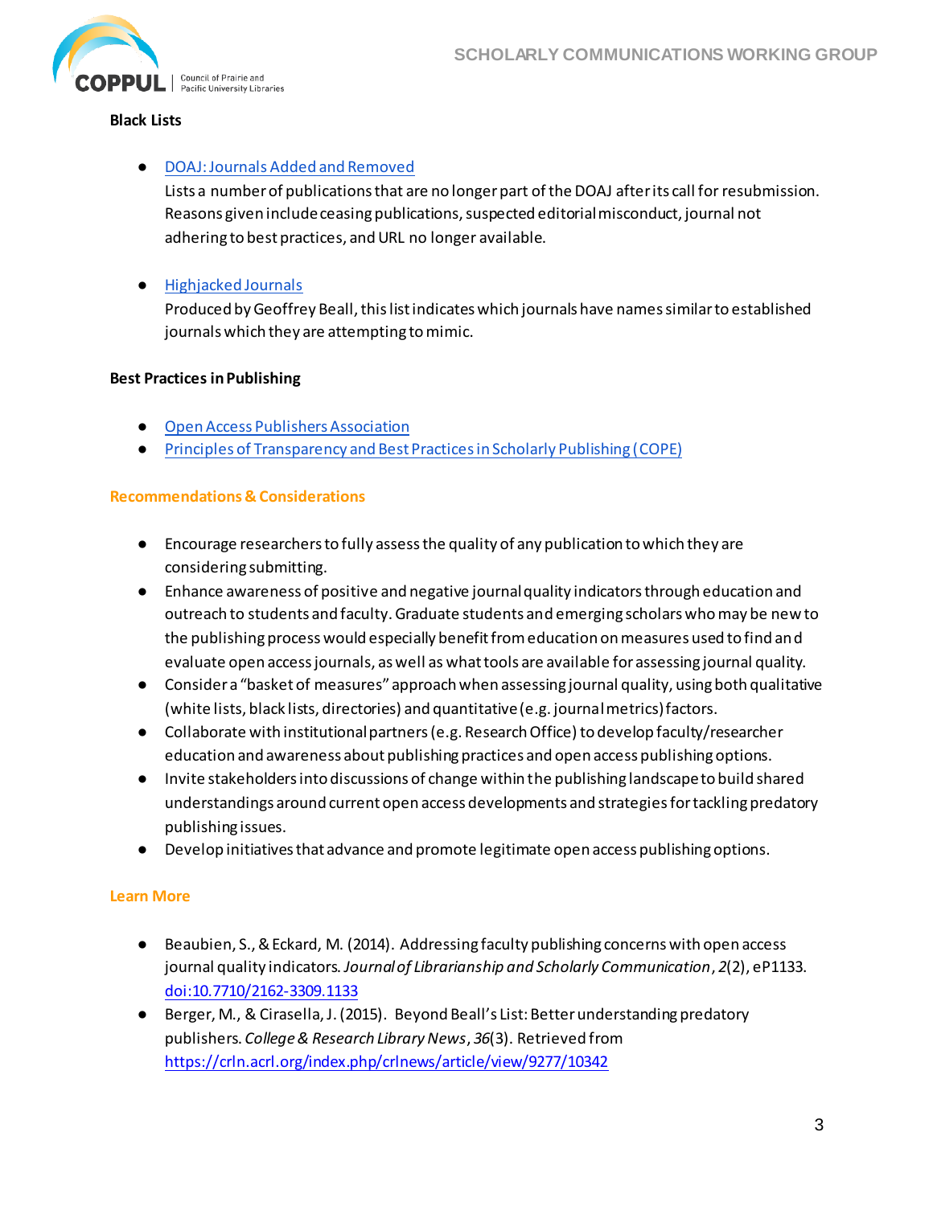**Black Lists**

- [DOAJ: Journals Added and Removed](#)
  Lists a number of publications that are no longer part of the DOAJ after its call for resubmission. Reasons given include ceasing publications, suspected editorial misconduct, journal not adhering to best practices, and URL no longer available.

- [Highjacked Journals](#)
  Produced by Geoffrey Beall, this list indicates which journals have names similar to established journals which they are attempting to mimic.

**Best Practices in Publishing**

- [Open Access Publishers Association](#)
- [Principles of Transparency and Best Practices in Scholarly Publishing (COPE)](#)

## Recommendations & Considerations

- Encourage researchers to fully assess the quality of any publication to which they are considering submitting.
- Enhance awareness of positive and negative journal quality indicators through education and outreach to students and faculty. Graduate students and emerging scholars who may be new to the publishing process would especially benefit from education on measures used to find and evaluate open access journals, as well as what tools are available for assessing journal quality.
- Consider a "basket of measures" approach when assessing journal quality, using both qualitative (white lists, black lists, directories) and quantitative (e.g. journal metrics) factors.
- Collaborate with institutional partners (e.g. Research Office) to develop faculty/researcher education and awareness about publishing practices and open access publishing options.
- Invite stakeholders into discussions of change within the publishing landscape to build shared understandings around current open access developments and strategies for tackling predatory publishing issues.
- Develop initiatives that advance and promote legitimate open access publishing options.

## Learn More

- Beaubien, S., & Eckard, M. (2014). Addressing faculty publishing concerns with open access journal quality indicators. *Journal of Librarianship and Scholarly Communication*, *2*(2), eP1133. [doi:10.7710/2162-3309.1133](#)
- Berger, M., & Cirasella, J. (2015). Beyond Beall's List: Better understanding predatory publishers. *College & Research Library News*, *36*(3). Retrieved from [https://crln.acrl.org/index.php/crlnews/article/view/9277/10342](https://crln.acrl.org/index.php/crlnews/article/view/9277/10342)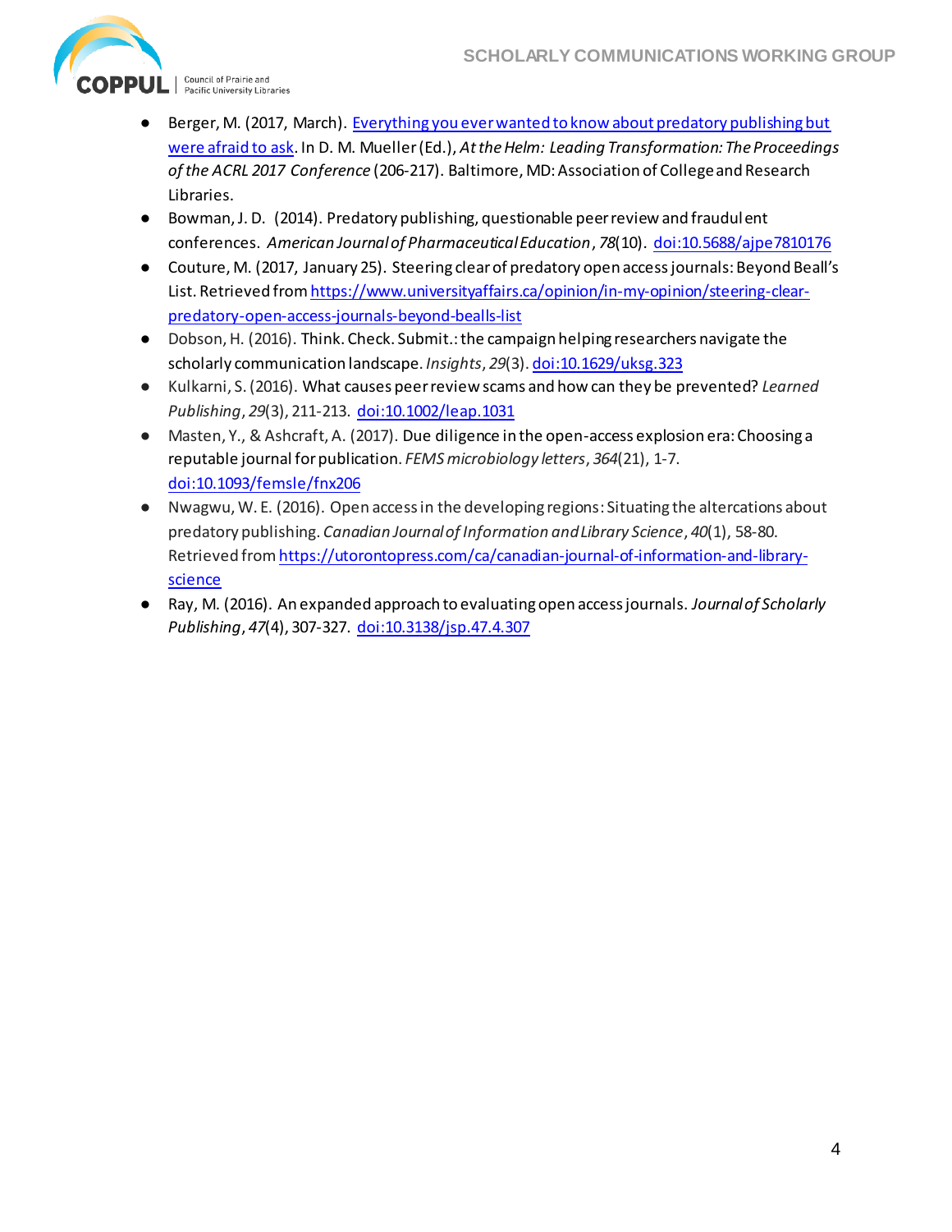- Berger, M. (2017, March). [Everything you ever wanted to know about predatory publishing but were afraid to ask](). In D. M. Mueller (Ed.), *At the Helm: Leading Transformation: The Proceedings of the ACRL 2017 Conference* (206-217). Baltimore, MD: Association of College and Research Libraries.
- Bowman, J. D. (2014). Predatory publishing, questionable peer review and fraudulent conferences. *American Journal of Pharmaceutical Education*, *78*(10). doi:10.5688/ajpe7810176
- Couture, M. (2017, January 25). Steering clear of predatory open access journals: Beyond Beall's List. Retrieved from https://www.universityaffairs.ca/opinion/in-my-opinion/steering-clear-predatory-open-access-journals-beyond-bealls-list
- Dobson, H. (2016). Think. Check. Submit.: the campaign helping researchers navigate the scholarly communication landscape. *Insights*, *29*(3). doi:10.1629/uksg.323
- Kulkarni, S. (2016). What causes peer review scams and how can they be prevented? *Learned Publishing*, *29*(3), 211-213. doi:10.1002/leap.1031
- Masten, Y., & Ashcraft, A. (2017). Due diligence in the open-access explosion era: Choosing a reputable journal for publication. *FEMS microbiology letters*, *364*(21), 1-7. doi:10.1093/femsle/fnx206
- Nwagwu, W. E. (2016). Open access in the developing regions: Situating the altercations about predatory publishing. *Canadian Journal of Information and Library Science*, *40*(1), 58-80. Retrieved from https://utorontopress.com/ca/canadian-journal-of-information-and-library-science
- Ray, M. (2016). An expanded approach to evaluating open access journals. *Journal of Scholarly Publishing*, *47*(4), 307-327. doi:10.3138/jsp.47.4.307